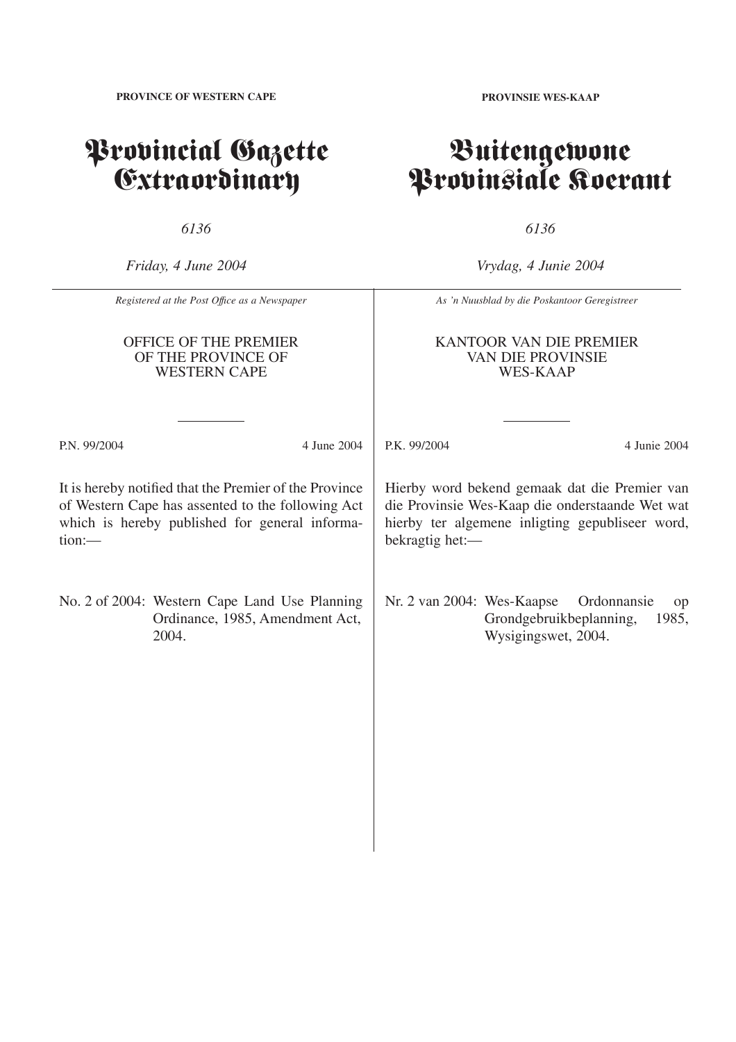**PROVINCE OF WESTERN CAPE**

# Provincial Gazette Extraordinary

*6136*

*Friday, 4 June 2004*

*Registered at the Post Office as a Newspaper*

OFFICE OF THE PREMIER OF THE PROVINCE OF WESTERN CAPE

P.N. 99/2004 — 4 June 2004

It is hereby notified that the Premier of the Province of Western Cape has assented to the following Act which is hereby published for general information:—

No. 2 of 2004: Western Cape Land Use Planning Ordinance, 1985, Amendment Act, 2004.

**PROVINSIE WES-KAAP**

# Buitengewone Provinsiale Koerant

*6136*

*Vrydag, 4 Junie 2004*

*As 'n Nuusblad by die Poskantoor Geregistreer*

KANTOOR VAN DIE PREMIER VAN DIE PROVINSIE WES-KAAP

P.K. 99/2004 — 4 Junie 2004

Hierby word bekend gemaak dat die Premier van die Provinsie Wes-Kaap die onderstaande Wet wat hierby ter algemene inligting gepubliseer word, bekragtig het:—

Nr. 2 van 2004: Wes-Kaapse Ordonnansie op Grondgebruikbeplanning, 1985, Wysigingswet, 2004.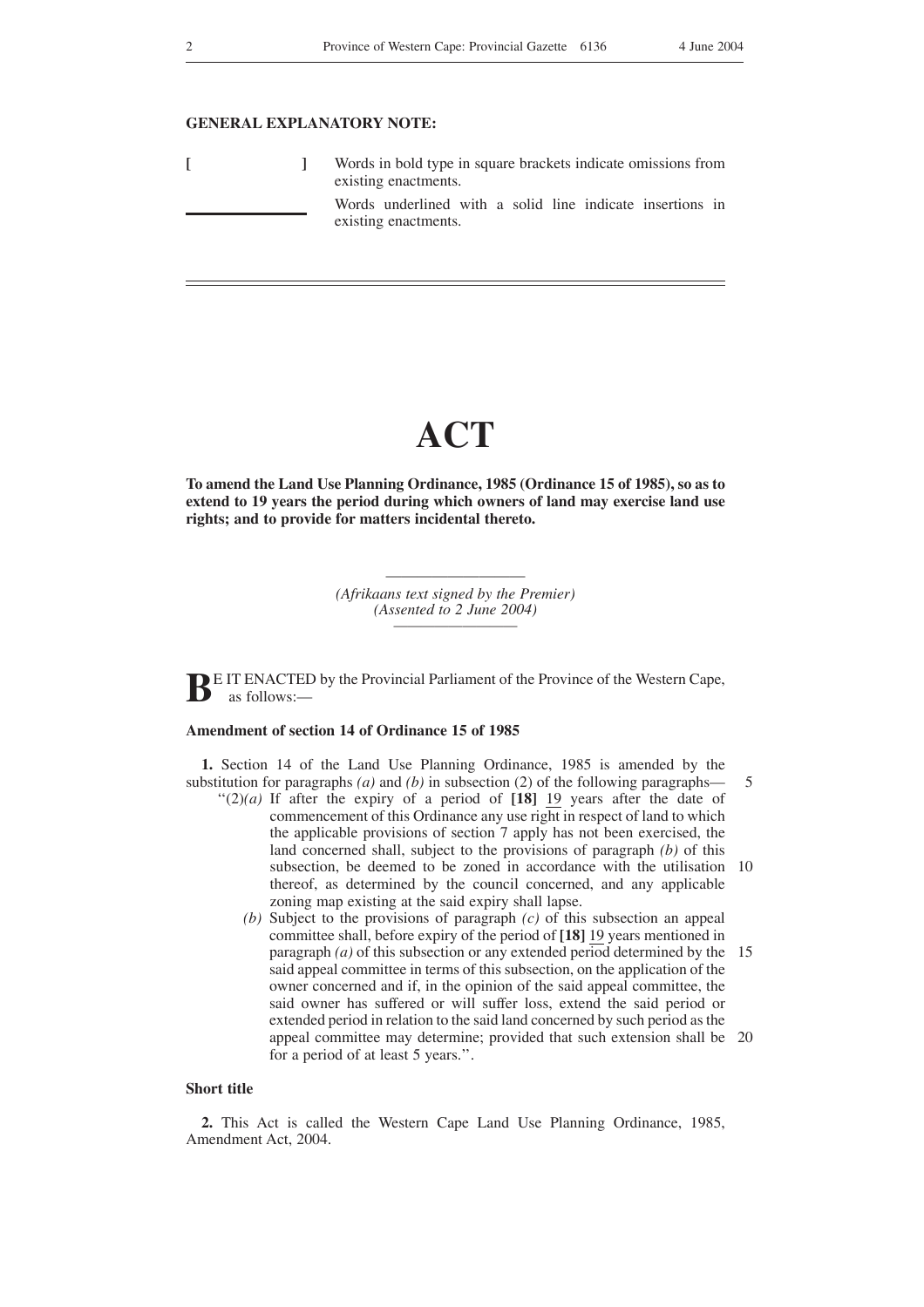**GENERAL EXPLANATORY NOTE:**

[ ] Words in bold type in square brackets indicate omissions from existing enactments.

\_\_\_\_\_\_ Words underlined with a solid line indicate insertions in existing enactments.

# ACT

**To amend the Land Use Planning Ordinance, 1985 (Ordinance 15 of 1985), so as to extend to 19 years the period during which owners of land may exercise land use rights; and to provide for matters incidental thereto.**

*(Afrikaans text signed by the Premier)*
*(Assented to 2 June 2004)*

BE IT ENACTED by the Provincial Parliament of the Province of the Western Cape, as follows:—

**Amendment of section 14 of Ordinance 15 of 1985**

**1.** Section 14 of the Land Use Planning Ordinance, 1985 is amended by the substitution for paragraphs *(a)* and *(b)* in subsection (2) of the following paragraphs—

''(2)*(a)* If after the expiry of a period of **[18]** <u>19</u> years after the date of commencement of this Ordinance any use right in respect of land to which the applicable provisions of section 7 apply has not been exercised, the land concerned shall, subject to the provisions of paragraph *(b)* of this subsection, be deemed to be zoned in accordance with the utilisation thereof, as determined by the council concerned, and any applicable zoning map existing at the said expiry shall lapse.

*(b)* Subject to the provisions of paragraph *(c)* of this subsection an appeal committee shall, before expiry of the period of **[18]** <u>19</u> years mentioned in paragraph *(a)* of this subsection or any extended period determined by the said appeal committee in terms of this subsection, on the application of the owner concerned and if, in the opinion of the said appeal committee, the said owner has suffered or will suffer loss, extend the said period or extended period in relation to the said land concerned by such period as the appeal committee may determine; provided that such extension shall be for a period of at least 5 years.''.

**Short title**

**2.** This Act is called the Western Cape Land Use Planning Ordinance, 1985, Amendment Act, 2004.